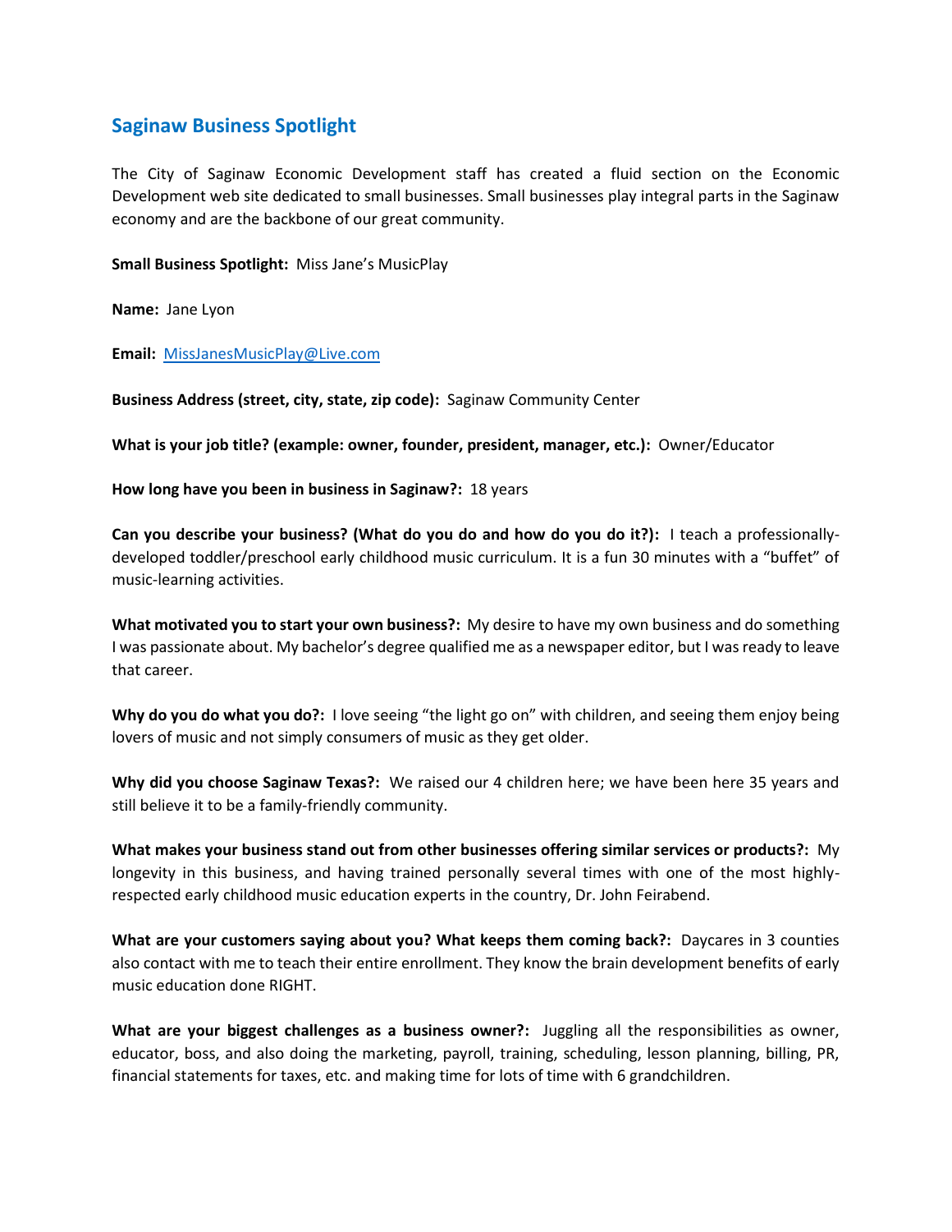## Saginaw Business Spotlight

The City of Saginaw Economic Development staff has created a fluid section on the Economic Development web site dedicated to small businesses. Small businesses play integral parts in the Saginaw economy and are the backbone of our great community.

**Small Business Spotlight:** Miss Jane's MusicPlay

**Name:** Jane Lyon

**Email:** MissJanesMusicPlay@Live.com

**Business Address (street, city, state, zip code):** Saginaw Community Center

**What is your job title? (example: owner, founder, president, manager, etc.):** Owner/Educator

**How long have you been in business in Saginaw?:** 18 years

**Can you describe your business? (What do you do and how do you do it?):** I teach a professionally-developed toddler/preschool early childhood music curriculum. It is a fun 30 minutes with a "buffet" of music-learning activities.

**What motivated you to start your own business?:** My desire to have my own business and do something I was passionate about. My bachelor's degree qualified me as a newspaper editor, but I was ready to leave that career.

**Why do you do what you do?:** I love seeing "the light go on" with children, and seeing them enjoy being lovers of music and not simply consumers of music as they get older.

**Why did you choose Saginaw Texas?:** We raised our 4 children here; we have been here 35 years and still believe it to be a family-friendly community.

**What makes your business stand out from other businesses offering similar services or products?:** My longevity in this business, and having trained personally several times with one of the most highly-respected early childhood music education experts in the country, Dr. John Feirabend.

**What are your customers saying about you? What keeps them coming back?:** Daycares in 3 counties also contact with me to teach their entire enrollment. They know the brain development benefits of early music education done RIGHT.

**What are your biggest challenges as a business owner?:** Juggling all the responsibilities as owner, educator, boss, and also doing the marketing, payroll, training, scheduling, lesson planning, billing, PR, financial statements for taxes, etc. and making time for lots of time with 6 grandchildren.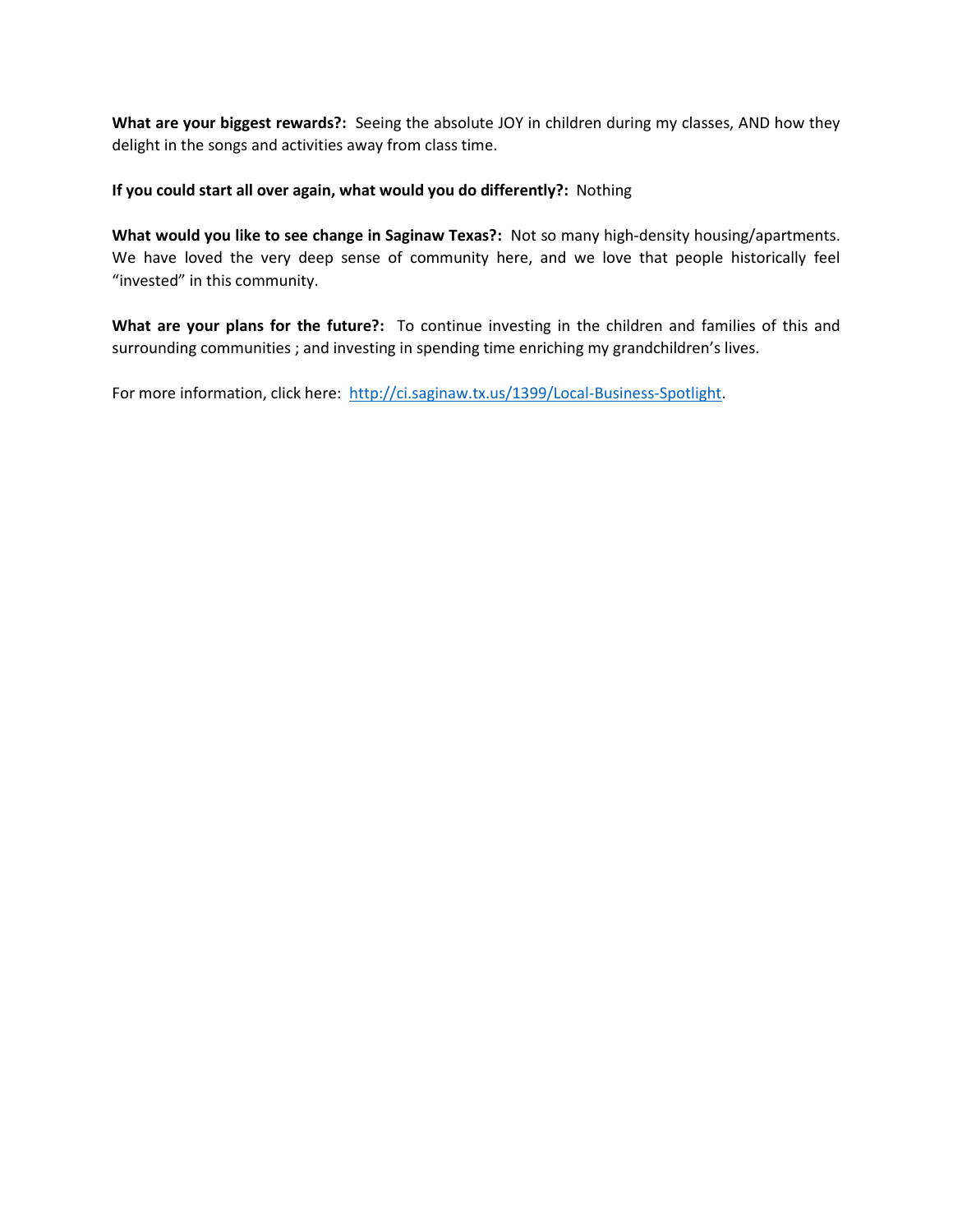**What are your biggest rewards?:** Seeing the absolute JOY in children during my classes, AND how they delight in the songs and activities away from class time.

**If you could start all over again, what would you do differently?:** Nothing

**What would you like to see change in Saginaw Texas?:** Not so many high-density housing/apartments. We have loved the very deep sense of community here, and we love that people historically feel "invested" in this community.

**What are your plans for the future?:** To continue investing in the children and families of this and surrounding communities ; and investing in spending time enriching my grandchildren's lives.

For more information, click here: [http://ci.saginaw.tx.us/1399/Local-Business-Spotlight](http://ci.saginaw.tx.us/1399/Local-Business-Spotlight).